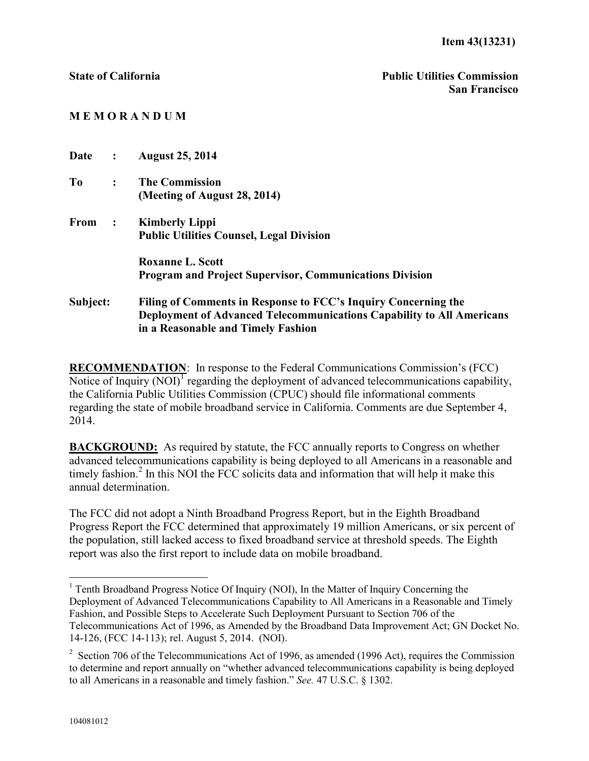**Item 43(13231)**

**State of California** **Public Utilities Commission**
**San Francisco**

**M E M O R A N D U M**

**Date :** **August 25, 2014**

**To :** **The Commission**
**(Meeting of August 28, 2014)**

**From :** **Kimberly Lippi**
**Public Utilities Counsel, Legal Division**

**Roxanne L. Scott**
**Program and Project Supervisor, Communications Division**

**Subject:** **Filing of Comments in Response to FCC's Inquiry Concerning the Deployment of Advanced Telecommunications Capability to All Americans in a Reasonable and Timely Fashion**

**RECOMMENDATION**: In response to the Federal Communications Commission's (FCC) Notice of Inquiry (NOI)[1] regarding the deployment of advanced telecommunications capability, the California Public Utilities Commission (CPUC) should file informational comments regarding the state of mobile broadband service in California. Comments are due September 4, 2014.

**BACKGROUND:** As required by statute, the FCC annually reports to Congress on whether advanced telecommunications capability is being deployed to all Americans in a reasonable and timely fashion.[2] In this NOI the FCC solicits data and information that will help it make this annual determination.

The FCC did not adopt a Ninth Broadband Progress Report, but in the Eighth Broadband Progress Report the FCC determined that approximately 19 million Americans, or six percent of the population, still lacked access to fixed broadband service at threshold speeds. The Eighth report was also the first report to include data on mobile broadband.

---

[1] Tenth Broadband Progress Notice Of Inquiry (NOI), In the Matter of Inquiry Concerning the Deployment of Advanced Telecommunications Capability to All Americans in a Reasonable and Timely Fashion, and Possible Steps to Accelerate Such Deployment Pursuant to Section 706 of the Telecommunications Act of 1996, as Amended by the Broadband Data Improvement Act; GN Docket No. 14-126, (FCC 14-113); rel. August 5, 2014. (NOI).

[2] Section 706 of the Telecommunications Act of 1996, as amended (1996 Act), requires the Commission to determine and report annually on "whether advanced telecommunications capability is being deployed to all Americans in a reasonable and timely fashion." *See.* 47 U.S.C. § 1302.

104081012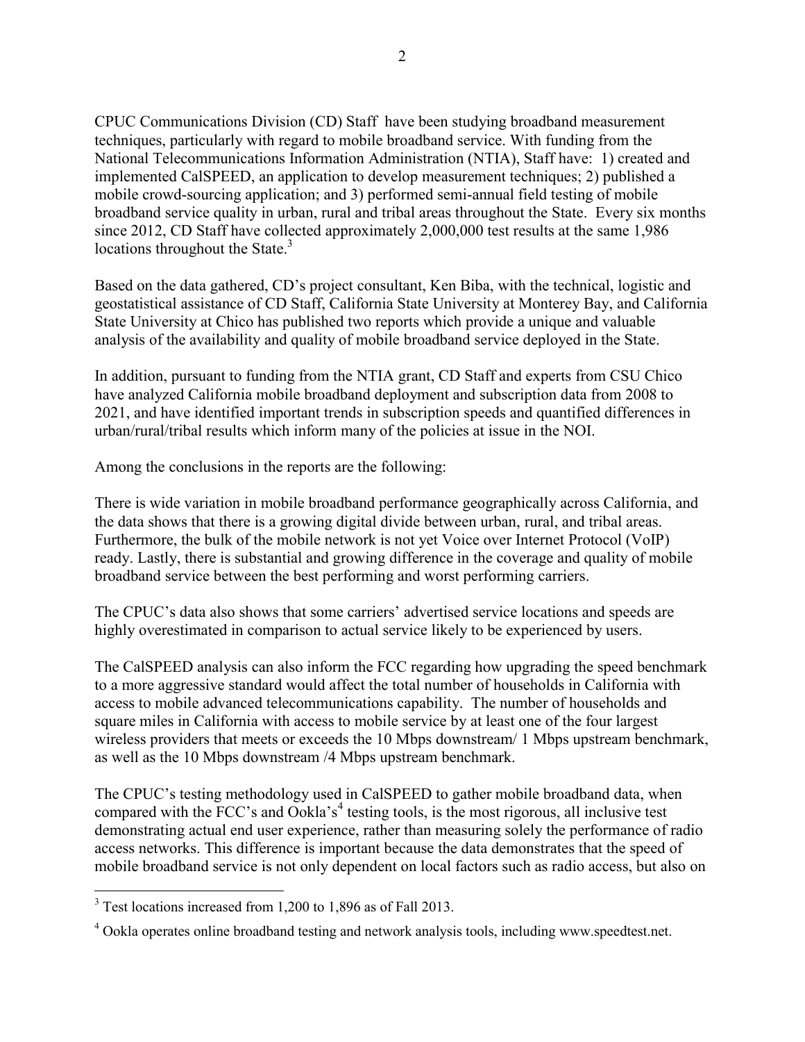CPUC Communications Division (CD) Staff have been studying broadband measurement techniques, particularly with regard to mobile broadband service. With funding from the National Telecommunications Information Administration (NTIA), Staff have: 1) created and implemented CalSPEED, an application to develop measurement techniques; 2) published a mobile crowd-sourcing application; and 3) performed semi-annual field testing of mobile broadband service quality in urban, rural and tribal areas throughout the State. Every six months since 2012, CD Staff have collected approximately 2,000,000 test results at the same 1,986 locations throughout the State.[3]

Based on the data gathered, CD's project consultant, Ken Biba, with the technical, logistic and geostatistical assistance of CD Staff, California State University at Monterey Bay, and California State University at Chico has published two reports which provide a unique and valuable analysis of the availability and quality of mobile broadband service deployed in the State.

In addition, pursuant to funding from the NTIA grant, CD Staff and experts from CSU Chico have analyzed California mobile broadband deployment and subscription data from 2008 to 2021, and have identified important trends in subscription speeds and quantified differences in urban/rural/tribal results which inform many of the policies at issue in the NOI.

Among the conclusions in the reports are the following:

There is wide variation in mobile broadband performance geographically across California, and the data shows that there is a growing digital divide between urban, rural, and tribal areas. Furthermore, the bulk of the mobile network is not yet Voice over Internet Protocol (VoIP) ready. Lastly, there is substantial and growing difference in the coverage and quality of mobile broadband service between the best performing and worst performing carriers.

The CPUC's data also shows that some carriers' advertised service locations and speeds are highly overestimated in comparison to actual service likely to be experienced by users.

The CalSPEED analysis can also inform the FCC regarding how upgrading the speed benchmark to a more aggressive standard would affect the total number of households in California with access to mobile advanced telecommunications capability. The number of households and square miles in California with access to mobile service by at least one of the four largest wireless providers that meets or exceeds the 10 Mbps downstream/ 1 Mbps upstream benchmark, as well as the 10 Mbps downstream /4 Mbps upstream benchmark.

The CPUC's testing methodology used in CalSPEED to gather mobile broadband data, when compared with the FCC's and Ookla's[4] testing tools, is the most rigorous, all inclusive test demonstrating actual end user experience, rather than measuring solely the performance of radio access networks. This difference is important because the data demonstrates that the speed of mobile broadband service is not only dependent on local factors such as radio access, but also on

---

[3] Test locations increased from 1,200 to 1,896 as of Fall 2013.

[4] Ookla operates online broadband testing and network analysis tools, including www.speedtest.net.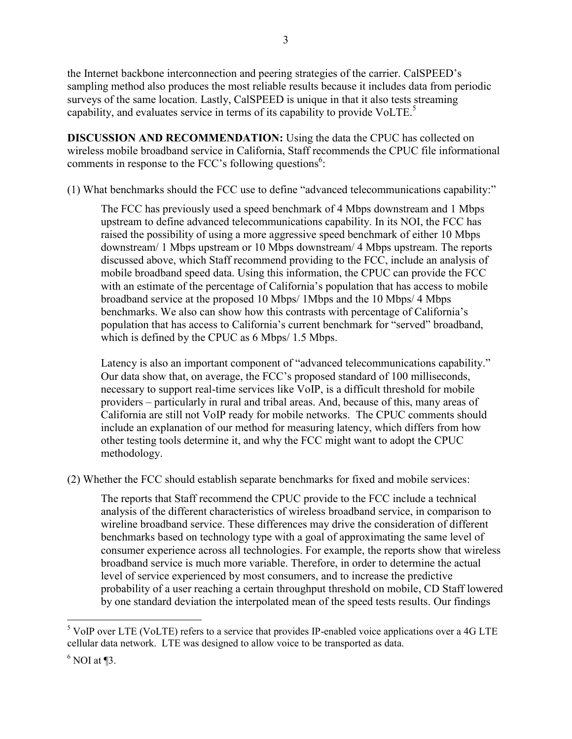the Internet backbone interconnection and peering strategies of the carrier. CalSPEED's sampling method also produces the most reliable results because it includes data from periodic surveys of the same location. Lastly, CalSPEED is unique in that it also tests streaming capability, and evaluates service in terms of its capability to provide VoLTE.[5]

**DISCUSSION AND RECOMMENDATION:** Using the data the CPUC has collected on wireless mobile broadband service in California, Staff recommends the CPUC file informational comments in response to the FCC's following questions[6]:

(1) What benchmarks should the FCC use to define "advanced telecommunications capability:"

> The FCC has previously used a speed benchmark of 4 Mbps downstream and 1 Mbps upstream to define advanced telecommunications capability. In its NOI, the FCC has raised the possibility of using a more aggressive speed benchmark of either 10 Mbps downstream/ 1 Mbps upstream or 10 Mbps downstream/ 4 Mbps upstream. The reports discussed above, which Staff recommend providing to the FCC, include an analysis of mobile broadband speed data. Using this information, the CPUC can provide the FCC with an estimate of the percentage of California's population that has access to mobile broadband service at the proposed 10 Mbps/ 1Mbps and the 10 Mbps/ 4 Mbps benchmarks. We also can show how this contrasts with percentage of California's population that has access to California's current benchmark for "served" broadband, which is defined by the CPUC as 6 Mbps/ 1.5 Mbps.
>
> Latency is also an important component of "advanced telecommunications capability." Our data show that, on average, the FCC's proposed standard of 100 milliseconds, necessary to support real-time services like VoIP, is a difficult threshold for mobile providers – particularly in rural and tribal areas. And, because of this, many areas of California are still not VoIP ready for mobile networks. The CPUC comments should include an explanation of our method for measuring latency, which differs from how other testing tools determine it, and why the FCC might want to adopt the CPUC methodology.

(2) Whether the FCC should establish separate benchmarks for fixed and mobile services:

> The reports that Staff recommend the CPUC provide to the FCC include a technical analysis of the different characteristics of wireless broadband service, in comparison to wireline broadband service. These differences may drive the consideration of different benchmarks based on technology type with a goal of approximating the same level of consumer experience across all technologies. For example, the reports show that wireless broadband service is much more variable. Therefore, in order to determine the actual level of service experienced by most consumers, and to increase the predictive probability of a user reaching a certain throughput threshold on mobile, CD Staff lowered by one standard deviation the interpolated mean of the speed tests results. Our findings

---

[5] VoIP over LTE (VoLTE) refers to a service that provides IP-enabled voice applications over a 4G LTE cellular data network. LTE was designed to allow voice to be transported as data.

[6] NOI at ¶3.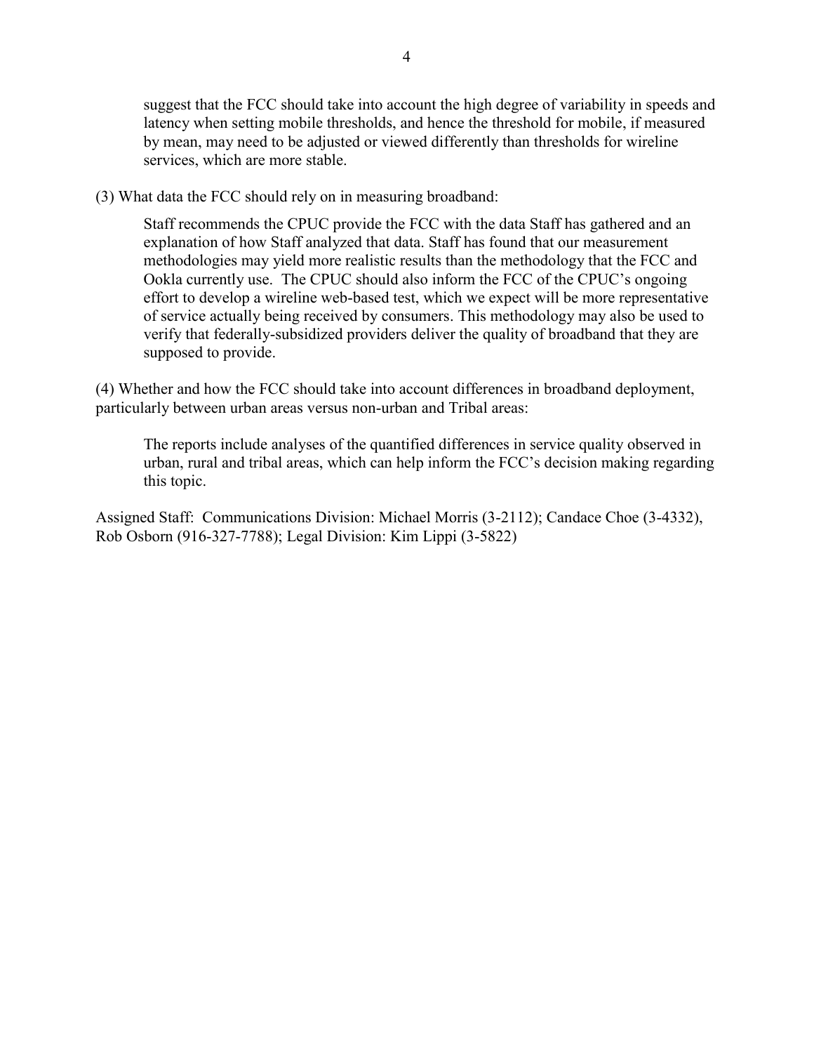suggest that the FCC should take into account the high degree of variability in speeds and latency when setting mobile thresholds, and hence the threshold for mobile, if measured by mean, may need to be adjusted or viewed differently than thresholds for wireline services, which are more stable.

(3) What data the FCC should rely on in measuring broadband:

Staff recommends the CPUC provide the FCC with the data Staff has gathered and an explanation of how Staff analyzed that data. Staff has found that our measurement methodologies may yield more realistic results than the methodology that the FCC and Ookla currently use. The CPUC should also inform the FCC of the CPUC's ongoing effort to develop a wireline web-based test, which we expect will be more representative of service actually being received by consumers. This methodology may also be used to verify that federally-subsidized providers deliver the quality of broadband that they are supposed to provide.

(4) Whether and how the FCC should take into account differences in broadband deployment, particularly between urban areas versus non-urban and Tribal areas:

The reports include analyses of the quantified differences in service quality observed in urban, rural and tribal areas, which can help inform the FCC's decision making regarding this topic.

Assigned Staff: Communications Division: Michael Morris (3-2112); Candace Choe (3-4332), Rob Osborn (916-327-7788); Legal Division: Kim Lippi (3-5822)